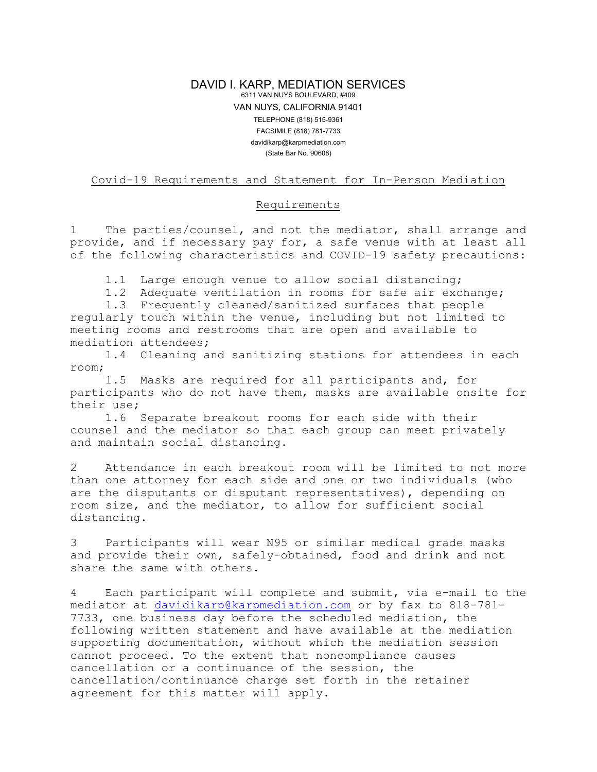# DAVID I. KARP, MEDIATION SERVICES

6311 VAN NUYS BOULEVARD, #409
VAN NUYS, CALIFORNIA 91401
TELEPHONE (818) 515-9361
FACSIMILE (818) 781-7733
davidikarp@karpmediation.com
(State Bar No. 90608)

## Covid-19 Requirements and Statement for In-Person Mediation

### Requirements

1 The parties/counsel, and not the mediator, shall arrange and provide, and if necessary pay for, a safe venue with at least all of the following characteristics and COVID-19 safety precautions:

1.1 Large enough venue to allow social distancing;
1.2 Adequate ventilation in rooms for safe air exchange;
1.3 Frequently cleaned/sanitized surfaces that people regularly touch within the venue, including but not limited to meeting rooms and restrooms that are open and available to mediation attendees;
1.4 Cleaning and sanitizing stations for attendees in each room;
1.5 Masks are required for all participants and, for participants who do not have them, masks are available onsite for their use;
1.6 Separate breakout rooms for each side with their counsel and the mediator so that each group can meet privately and maintain social distancing.

2 Attendance in each breakout room will be limited to not more than one attorney for each side and one or two individuals (who are the disputants or disputant representatives), depending on room size, and the mediator, to allow for sufficient social distancing.

3 Participants will wear N95 or similar medical grade masks and provide their own, safely-obtained, food and drink and not share the same with others.

4 Each participant will complete and submit, via e-mail to the mediator at davidikarp@karpmediation.com or by fax to 818-781-7733, one business day before the scheduled mediation, the following written statement and have available at the mediation supporting documentation, without which the mediation session cannot proceed. To the extent that noncompliance causes cancellation or a continuance of the session, the cancellation/continuance charge set forth in the retainer agreement for this matter will apply.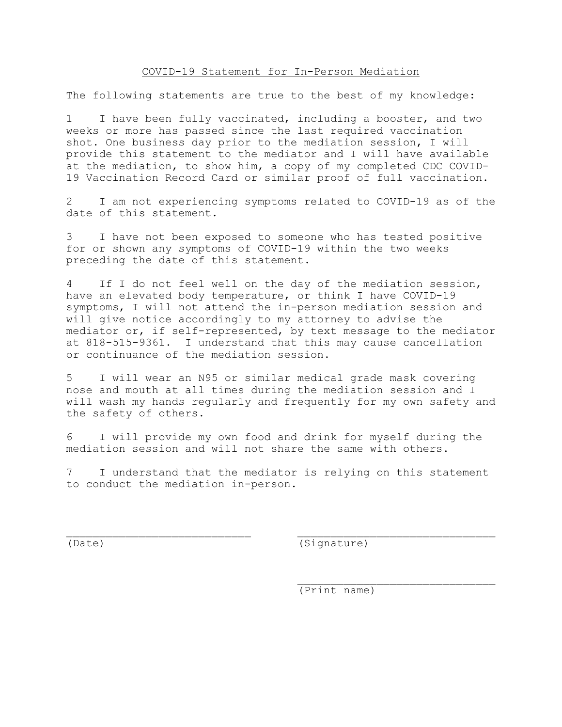## COVID-19 Statement for In-Person Mediation

The following statements are true to the best of my knowledge:

1 I have been fully vaccinated, including a booster, and two weeks or more has passed since the last required vaccination shot. One business day prior to the mediation session, I will provide this statement to the mediator and I will have available at the mediation, to show him, a copy of my completed CDC COVID-19 Vaccination Record Card or similar proof of full vaccination.

2 I am not experiencing symptoms related to COVID-19 as of the date of this statement.

3 I have not been exposed to someone who has tested positive for or shown any symptoms of COVID-19 within the two weeks preceding the date of this statement.

4 If I do not feel well on the day of the mediation session, have an elevated body temperature, or think I have COVID-19 symptoms, I will not attend the in-person mediation session and will give notice accordingly to my attorney to advise the mediator or, if self-represented, by text message to the mediator at 818-515-9361. I understand that this may cause cancellation or continuance of the mediation session.

5 I will wear an N95 or similar medical grade mask covering nose and mouth at all times during the mediation session and I will wash my hands regularly and frequently for my own safety and the safety of others.

6 I will provide my own food and drink for myself during the mediation session and will not share the same with others.

7 I understand that the mediator is relying on this statement to conduct the mediation in-person.

\_\_\_\_\_\_\_\_\_\_\_\_\_\_\_\_\_\_\_\_\_\_\_\_\_\_\_\_
(Date)

\_\_\_\_\_\_\_\_\_\_\_\_\_\_\_\_\_\_\_\_\_\_\_\_\_\_\_\_
(Signature)

\_\_\_\_\_\_\_\_\_\_\_\_\_\_\_\_\_\_\_\_\_\_\_\_\_\_\_\_
(Print name)